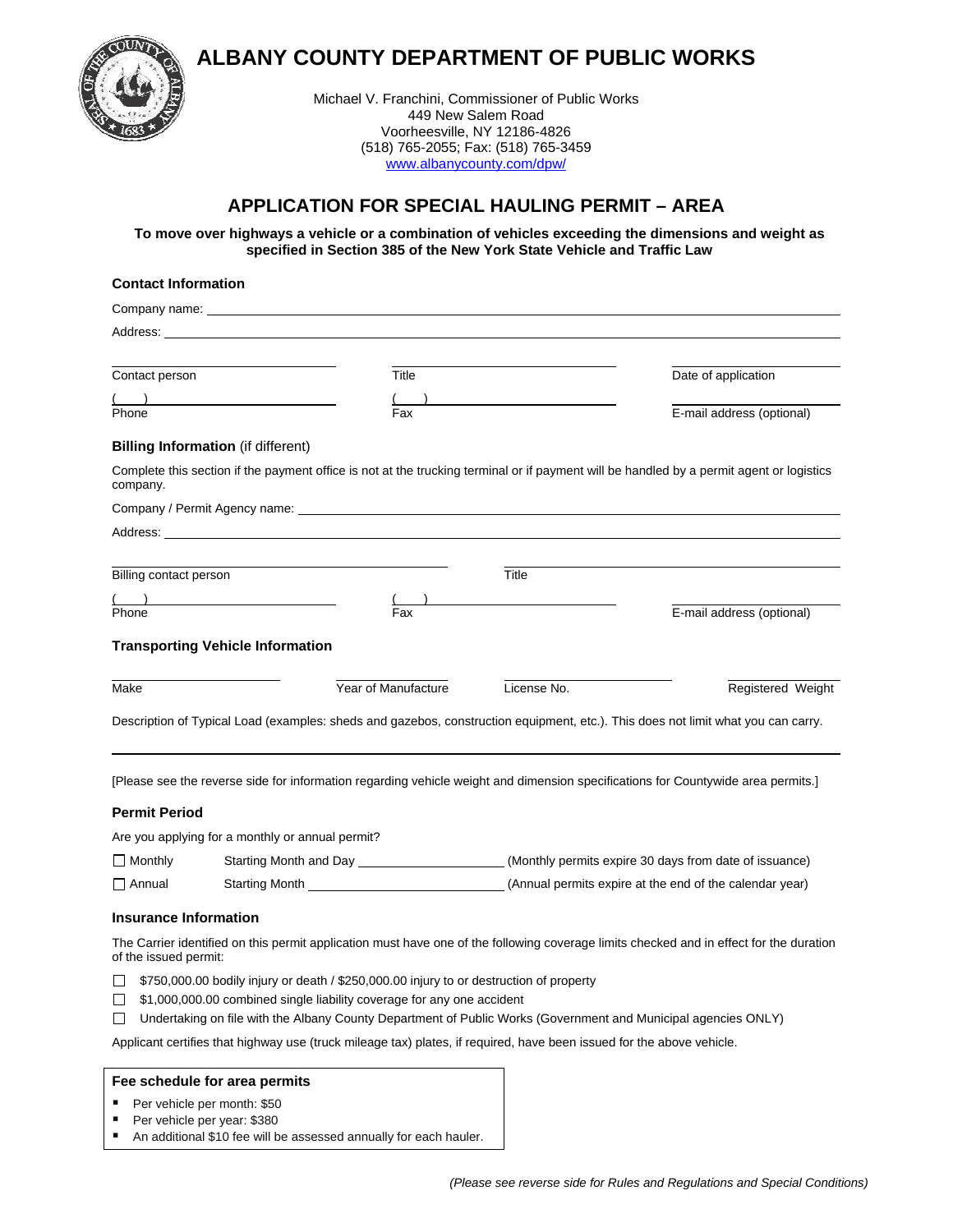# ALBANY COUNTY DEPARTMENT OF PUBLIC WORKS

Michael V. Franchini, Commissioner of Public Works
449 New Salem Road
Voorheesville, NY 12186-4826
(518) 765-2055; Fax: (518) 765-3459
www.albanycounty.com/dpw/

## APPLICATION FOR SPECIAL HAULING PERMIT – AREA

**To move over highways a vehicle or a combination of vehicles exceeding the dimensions and weight as specified in Section 385 of the New York State Vehicle and Traffic Law**

### Contact Information

Company name: ______________________________

Address: ______________________________

| ______________________ | ______________________ | ______________________ |
|---|---|---|
| Contact person | Title | Date of application |
| ( ) ______________________ | ( ) ______________________ | ______________________ |
| Phone | Fax | E-mail address (optional) |

### Billing Information (if different)

Complete this section if the payment office is not at the trucking terminal or if payment will be handled by a permit agent or logistics company.

Company / Permit Agency name: ______________________________

Address: ______________________________

| ______________________ | ______________________ | |
|---|---|---|
| Billing contact person | Title | |
| ( ) ______________________ | ( ) ______________________ | ______________________ |
| Phone | Fax | E-mail address (optional) |

### Transporting Vehicle Information

| ______________ | ______________ | ______________ | ______________ |
|---|---|---|---|
| Make | Year of Manufacture | License No. | Registered Weight |

Description of Typical Load (examples: sheds and gazebos, construction equipment, etc.). This does not limit what you can carry.

______________________________

[Please see the reverse side for information regarding vehicle weight and dimension specifications for Countywide area permits.]

### Permit Period

Are you applying for a monthly or annual permit?

- ☐ Monthly Starting Month and Day ______________ (Monthly permits expire 30 days from date of issuance)
- ☐ Annual Starting Month ______________ (Annual permits expire at the end of the calendar year)

### Insurance Information

The Carrier identified on this permit application must have one of the following coverage limits checked and in effect for the duration of the issued permit:

- ☐ $750,000.00 bodily injury or death / $250,000.00 injury to or destruction of property
- ☐ $1,000,000.00 combined single liability coverage for any one accident
- ☐ Undertaking on file with the Albany County Department of Public Works (Government and Municipal agencies ONLY)

Applicant certifies that highway use (truck mileage tax) plates, if required, have been issued for the above vehicle.

**Fee schedule for area permits**

- Per vehicle per month: $50
- Per vehicle per year: $380
- An additional $10 fee will be assessed annually for each hauler.

*(Please see reverse side for Rules and Regulations and Special Conditions)*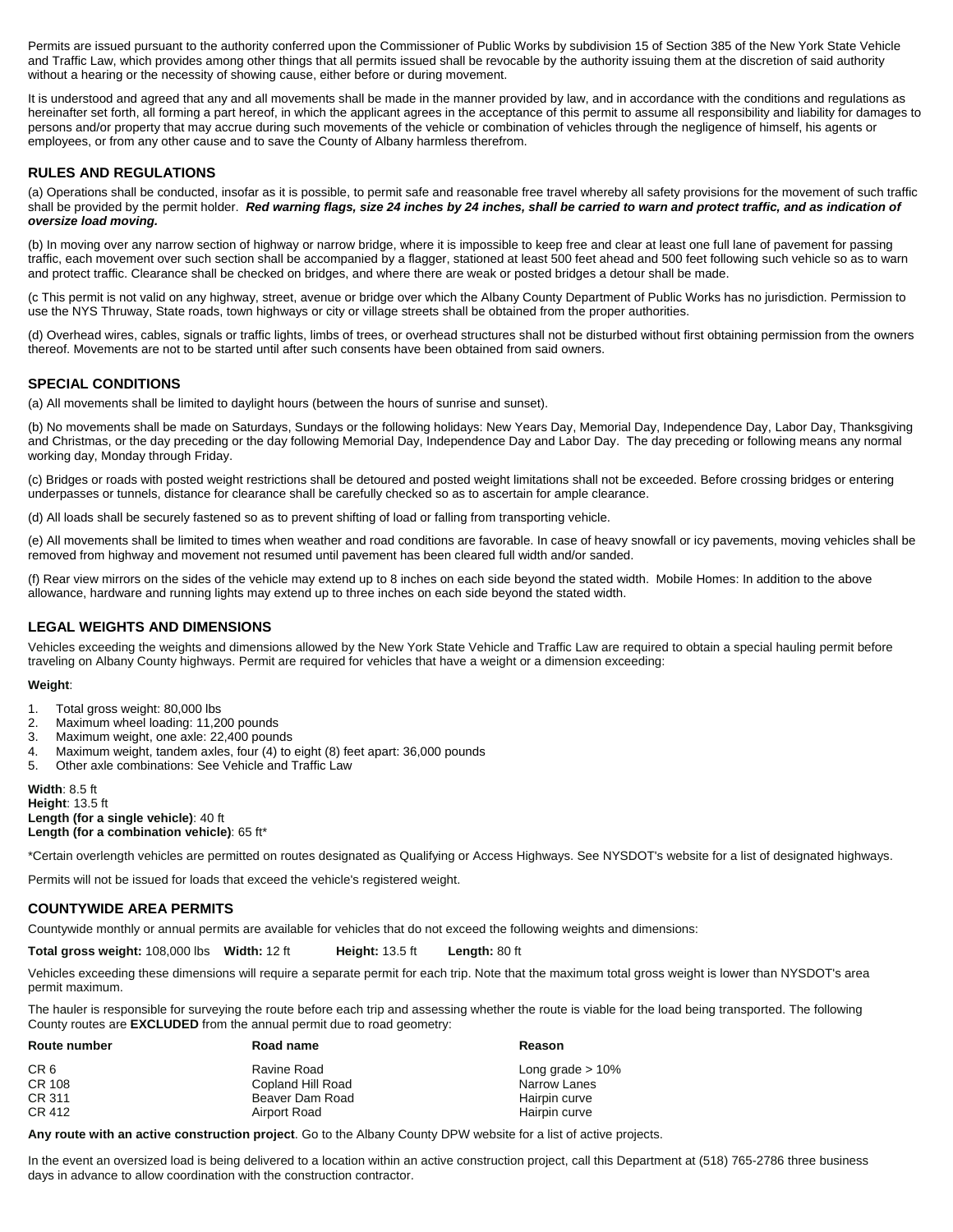Permits are issued pursuant to the authority conferred upon the Commissioner of Public Works by subdivision 15 of Section 385 of the New York State Vehicle and Traffic Law, which provides among other things that all permits issued shall be revocable by the authority issuing them at the discretion of said authority without a hearing or the necessity of showing cause, either before or during movement.

It is understood and agreed that any and all movements shall be made in the manner provided by law, and in accordance with the conditions and regulations as hereinafter set forth, all forming a part hereof, in which the applicant agrees in the acceptance of this permit to assume all responsibility and liability for damages to persons and/or property that may accrue during such movements of the vehicle or combination of vehicles through the negligence of himself, his agents or employees, or from any other cause and to save the County of Albany harmless therefrom.

## RULES AND REGULATIONS

(a) Operations shall be conducted, insofar as it is possible, to permit safe and reasonable free travel whereby all safety provisions for the movement of such traffic shall be provided by the permit holder. ***Red warning flags, size 24 inches by 24 inches, shall be carried to warn and protect traffic, and as indication of oversize load moving.***

(b) In moving over any narrow section of highway or narrow bridge, where it is impossible to keep free and clear at least one full lane of pavement for passing traffic, each movement over such section shall be accompanied by a flagger, stationed at least 500 feet ahead and 500 feet following such vehicle so as to warn and protect traffic. Clearance shall be checked on bridges, and where there are weak or posted bridges a detour shall be made.

(c This permit is not valid on any highway, street, avenue or bridge over which the Albany County Department of Public Works has no jurisdiction. Permission to use the NYS Thruway, State roads, town highways or city or village streets shall be obtained from the proper authorities.

(d) Overhead wires, cables, signals or traffic lights, limbs of trees, or overhead structures shall not be disturbed without first obtaining permission from the owners thereof. Movements are not to be started until after such consents have been obtained from said owners.

## SPECIAL CONDITIONS

(a) All movements shall be limited to daylight hours (between the hours of sunrise and sunset).

(b) No movements shall be made on Saturdays, Sundays or the following holidays: New Years Day, Memorial Day, Independence Day, Labor Day, Thanksgiving and Christmas, or the day preceding or the day following Memorial Day, Independence Day and Labor Day. The day preceding or following means any normal working day, Monday through Friday.

(c) Bridges or roads with posted weight restrictions shall be detoured and posted weight limitations shall not be exceeded. Before crossing bridges or entering underpasses or tunnels, distance for clearance shall be carefully checked so as to ascertain for ample clearance.

(d) All loads shall be securely fastened so as to prevent shifting of load or falling from transporting vehicle.

(e) All movements shall be limited to times when weather and road conditions are favorable. In case of heavy snowfall or icy pavements, moving vehicles shall be removed from highway and movement not resumed until pavement has been cleared full width and/or sanded.

(f) Rear view mirrors on the sides of the vehicle may extend up to 8 inches on each side beyond the stated width. Mobile Homes: In addition to the above allowance, hardware and running lights may extend up to three inches on each side beyond the stated width.

## LEGAL WEIGHTS AND DIMENSIONS

Vehicles exceeding the weights and dimensions allowed by the New York State Vehicle and Traffic Law are required to obtain a special hauling permit before traveling on Albany County highways. Permit are required for vehicles that have a weight or a dimension exceeding:

**Weight**:

1. Total gross weight: 80,000 lbs
2. Maximum wheel loading: 11,200 pounds
3. Maximum weight, one axle: 22,400 pounds
4. Maximum weight, tandem axles, four (4) to eight (8) feet apart: 36,000 pounds
5. Other axle combinations: See Vehicle and Traffic Law

**Width**: 8.5 ft
**Height**: 13.5 ft
**Length (for a single vehicle)**: 40 ft
**Length (for a combination vehicle)**: 65 ft*

*Certain overlength vehicles are permitted on routes designated as Qualifying or Access Highways. See NYSDOT's website for a list of designated highways.

Permits will not be issued for loads that exceed the vehicle's registered weight.

## COUNTYWIDE AREA PERMITS

Countywide monthly or annual permits are available for vehicles that do not exceed the following weights and dimensions:

**Total gross weight:** 108,000 lbs **Width:** 12 ft **Height:** 13.5 ft **Length:** 80 ft

Vehicles exceeding these dimensions will require a separate permit for each trip. Note that the maximum total gross weight is lower than NYSDOT's area permit maximum.

The hauler is responsible for surveying the route before each trip and assessing whether the route is viable for the load being transported. The following County routes are **EXCLUDED** from the annual permit due to road geometry:

| Route number | Road name | Reason |
|---|---|---|
| CR 6 | Ravine Road | Long grade > 10% |
| CR 108 | Copland Hill Road | Narrow Lanes |
| CR 311 | Beaver Dam Road | Hairpin curve |
| CR 412 | Airport Road | Hairpin curve |

**Any route with an active construction project**. Go to the Albany County DPW website for a list of active projects.

In the event an oversized load is being delivered to a location within an active construction project, call this Department at (518) 765-2786 three business days in advance to allow coordination with the construction contractor.